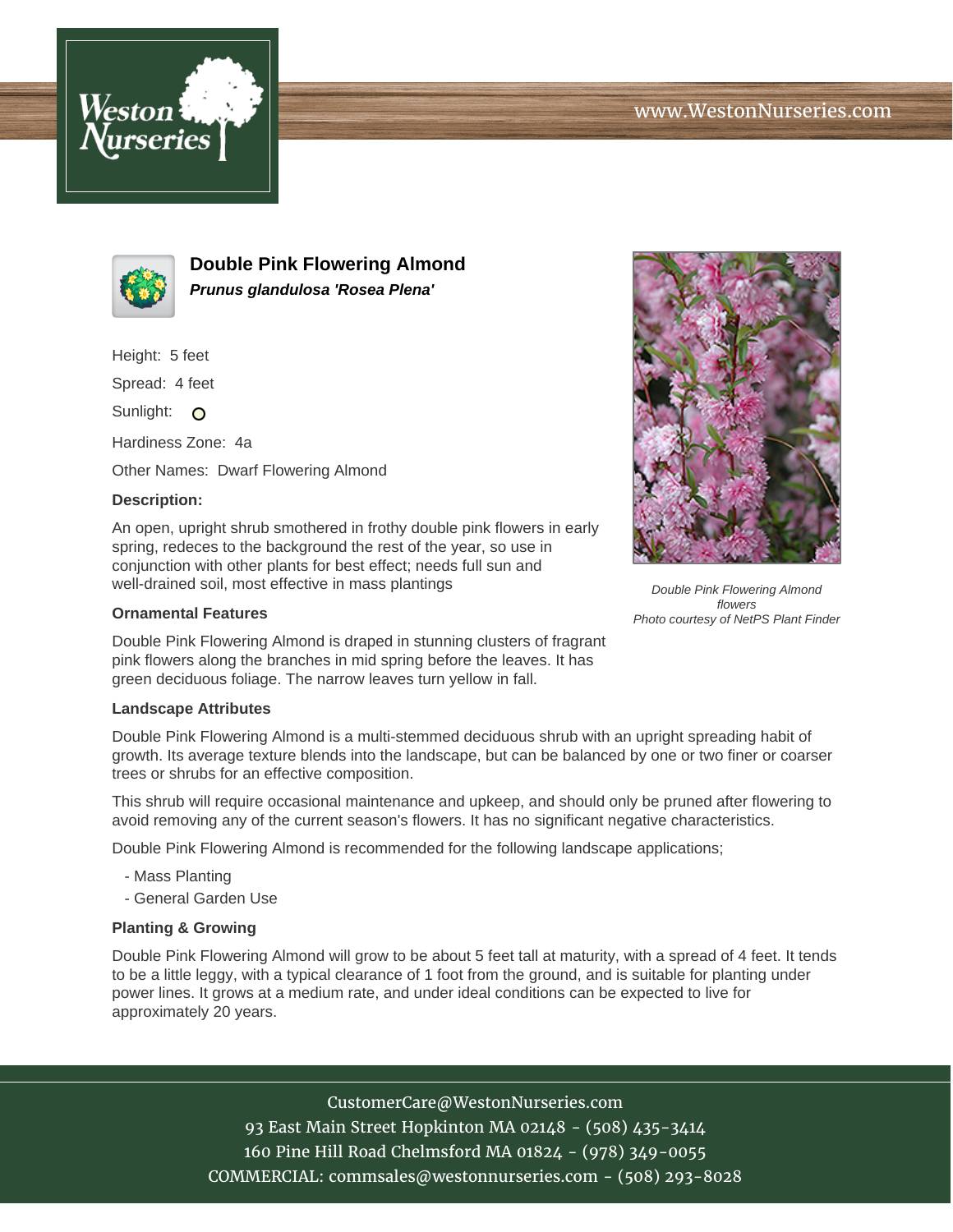# Double Pink Flowering Almond

***Prunus glandulosa 'Rosea Plena'***

Height: 5 feet

Spread: 4 feet

Sunlight: ○

Hardiness Zone: 4a

Other Names: Dwarf Flowering Almond

### Description:

An open, upright shrub smothered in frothy double pink flowers in early spring, redeces to the background the rest of the year, so use in conjunction with other plants for best effect; needs full sun and well-drained soil, most effective in mass plantings

*Double Pink Flowering Almond flowers*
*Photo courtesy of NetPS Plant Finder*

### Ornamental Features

Double Pink Flowering Almond is draped in stunning clusters of fragrant pink flowers along the branches in mid spring before the leaves. It has green deciduous foliage. The narrow leaves turn yellow in fall.

### Landscape Attributes

Double Pink Flowering Almond is a multi-stemmed deciduous shrub with an upright spreading habit of growth. Its average texture blends into the landscape, but can be balanced by one or two finer or coarser trees or shrubs for an effective composition.

This shrub will require occasional maintenance and upkeep, and should only be pruned after flowering to avoid removing any of the current season's flowers. It has no significant negative characteristics.

Double Pink Flowering Almond is recommended for the following landscape applications;

- Mass Planting
- General Garden Use

### Planting & Growing

Double Pink Flowering Almond will grow to be about 5 feet tall at maturity, with a spread of 4 feet. It tends to be a little leggy, with a typical clearance of 1 foot from the ground, and is suitable for planting under power lines. It grows at a medium rate, and under ideal conditions can be expected to live for approximately 20 years.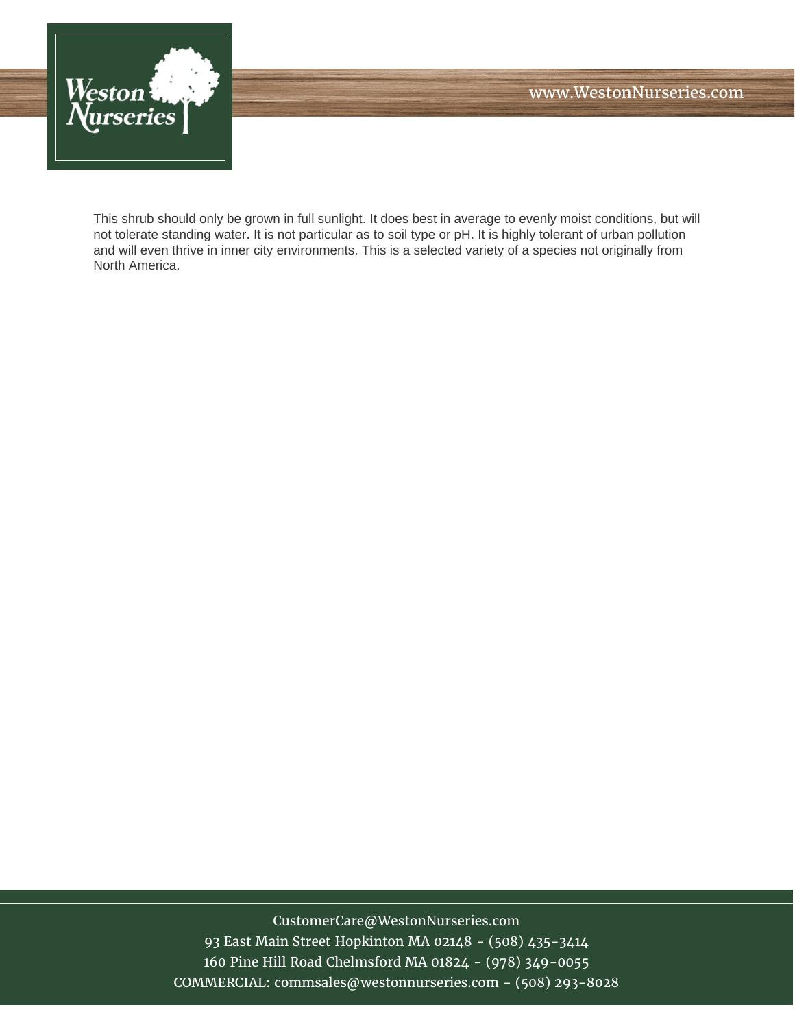This shrub should only be grown in full sunlight. It does best in average to evenly moist conditions, but will not tolerate standing water. It is not particular as to soil type or pH. It is highly tolerant of urban pollution and will even thrive in inner city environments. This is a selected variety of a species not originally from North America.